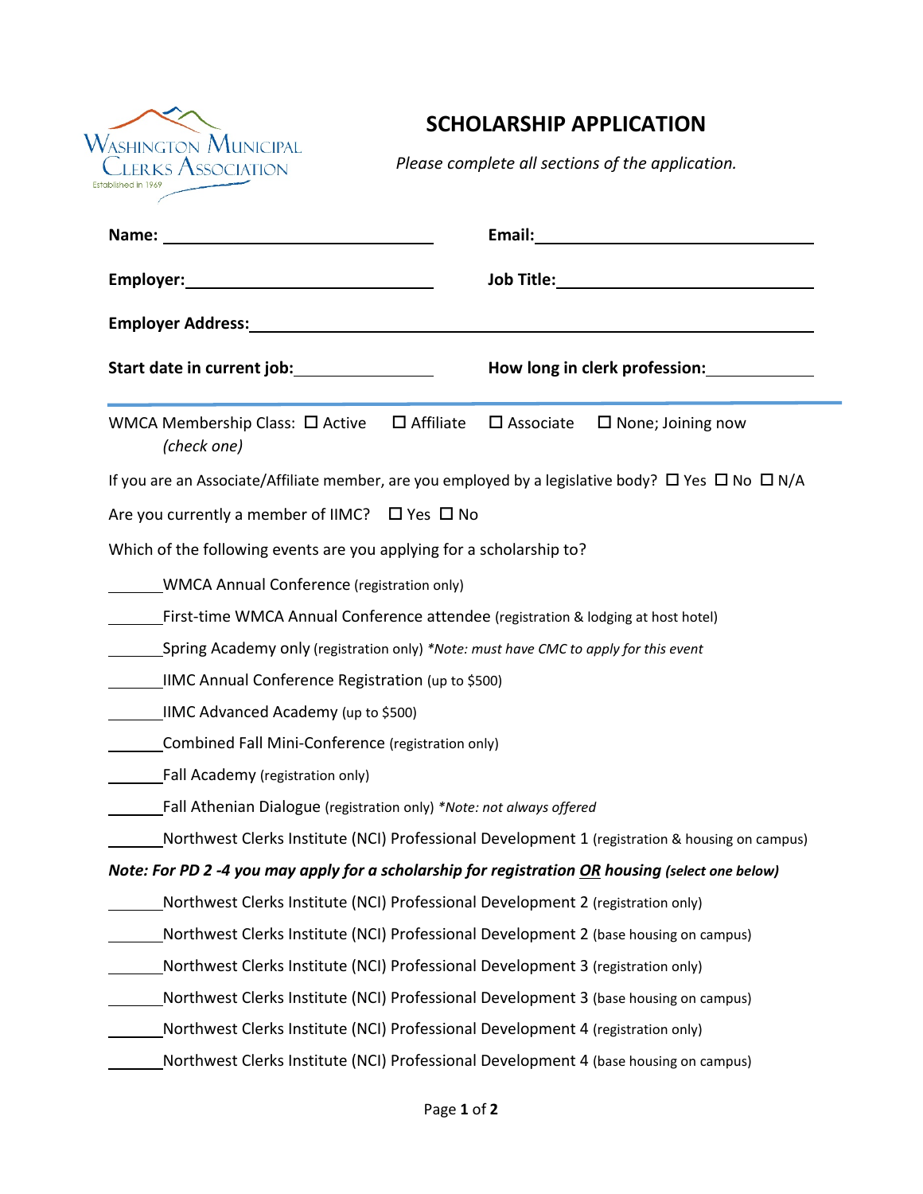Washington Municipal Clerks Association
Established in 1969

# SCHOLARSHIP APPLICATION

*Please complete all sections of the application.*

**Name:** ______________________________ **Email:** ______________________________

**Employer:** ______________________________ **Job Title:** ______________________________

**Employer Address:** ____________________________________________________________

**Start date in current job:** ______________ **How long in clerk profession:** ______________

---

WMCA Membership Class: ☐ Active ☐ Affiliate ☐ Associate ☐ None; Joining now
*(check one)*

If you are an Associate/Affiliate member, are you employed by a legislative body? ☐ Yes ☐ No ☐ N/A

Are you currently a member of IIMC? ☐ Yes ☐ No

Which of the following events are you applying for a scholarship to?

_______ WMCA Annual Conference (registration only)

_______ First-time WMCA Annual Conference attendee (registration & lodging at host hotel)

_______ Spring Academy only (registration only) *\*Note: must have CMC to apply for this event*

_______ IIMC Annual Conference Registration (up to $500)

_______ IIMC Advanced Academy (up to $500)

_______ Combined Fall Mini-Conference (registration only)

_______ Fall Academy (registration only)

_______ Fall Athenian Dialogue (registration only) *\*Note: not always offered*

_______ Northwest Clerks Institute (NCI) Professional Development 1 (registration & housing on campus)

***Note: For PD 2 -4 you may apply for a scholarship for registration <u>OR</u> housing (select one below)***

_______ Northwest Clerks Institute (NCI) Professional Development 2 (registration only)

_______ Northwest Clerks Institute (NCI) Professional Development 2 (base housing on campus)

_______ Northwest Clerks Institute (NCI) Professional Development 3 (registration only)

_______ Northwest Clerks Institute (NCI) Professional Development 3 (base housing on campus)

_______ Northwest Clerks Institute (NCI) Professional Development 4 (registration only)

_______ Northwest Clerks Institute (NCI) Professional Development 4 (base housing on campus)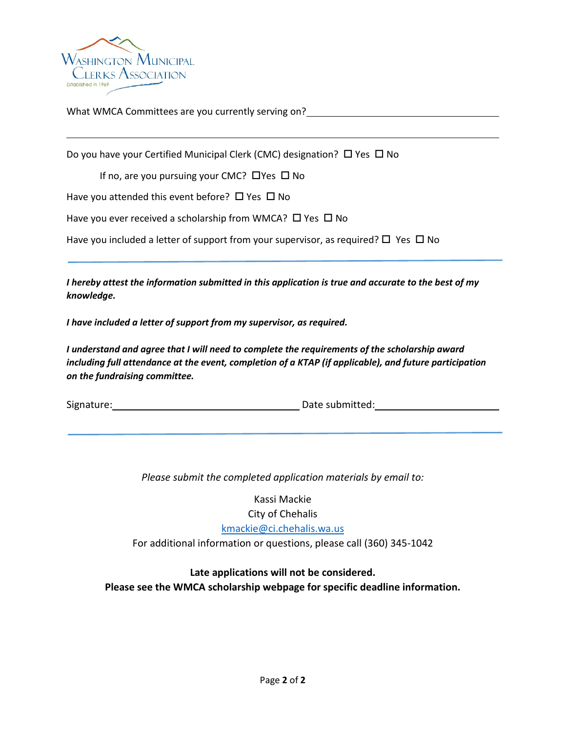What WMCA Committees are you currently serving on? ______________________________________

______________________________________________________________________________

Do you have your Certified Municipal Clerk (CMC) designation? ☐ Yes ☐ No

If no, are you pursuing your CMC? ☐Yes ☐ No

Have you attended this event before? ☐ Yes ☐ No

Have you ever received a scholarship from WMCA? ☐ Yes ☐ No

Have you included a letter of support from your supervisor, as required? ☐ Yes ☐ No

---

***I hereby attest the information submitted in this application is true and accurate to the best of my knowledge.***

***I have included a letter of support from my supervisor, as required.***

***I understand and agree that I will need to complete the requirements of the scholarship award including full attendance at the event, completion of a KTAP (if applicable), and future participation on the fundraising committee.***

Signature: ______________________________ Date submitted: ____________________

---

*Please submit the completed application materials by email to:*

Kassi Mackie
City of Chehalis
kmackie@ci.chehalis.wa.us
For additional information or questions, please call (360) 345-1042

**Late applications will not be considered.**
**Please see the WMCA scholarship webpage for specific deadline information.**